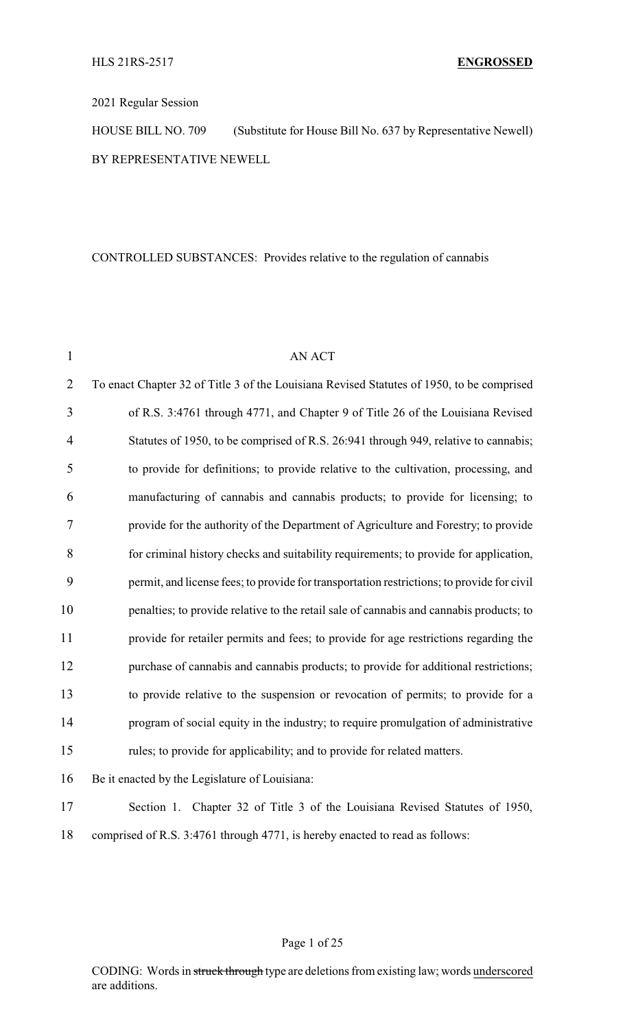HLS 21RS-2517 **ENGROSSED**

2021 Regular Session

HOUSE BILL NO. 709 (Substitute for House Bill No. 637 by Representative Newell)

BY REPRESENTATIVE NEWELL

CONTROLLED SUBSTANCES: Provides relative to the regulation of cannabis

AN ACT

To enact Chapter 32 of Title 3 of the Louisiana Revised Statutes of 1950, to be comprised of R.S. 3:4761 through 4771, and Chapter 9 of Title 26 of the Louisiana Revised Statutes of 1950, to be comprised of R.S. 26:941 through 949, relative to cannabis; to provide for definitions; to provide relative to the cultivation, processing, and manufacturing of cannabis and cannabis products; to provide for licensing; to provide for the authority of the Department of Agriculture and Forestry; to provide for criminal history checks and suitability requirements; to provide for application, permit, and license fees; to provide for transportation restrictions; to provide for civil penalties; to provide relative to the retail sale of cannabis and cannabis products; to provide for retailer permits and fees; to provide for age restrictions regarding the purchase of cannabis and cannabis products; to provide for additional restrictions; to provide relative to the suspension or revocation of permits; to provide for a program of social equity in the industry; to require promulgation of administrative rules; to provide for applicability; and to provide for related matters.

Be it enacted by the Legislature of Louisiana:

Section 1. Chapter 32 of Title 3 of the Louisiana Revised Statutes of 1950, comprised of R.S. 3:4761 through 4771, is hereby enacted to read as follows:

CODING: Words in ~~struck through~~ type are deletions from existing law; words underscored are additions.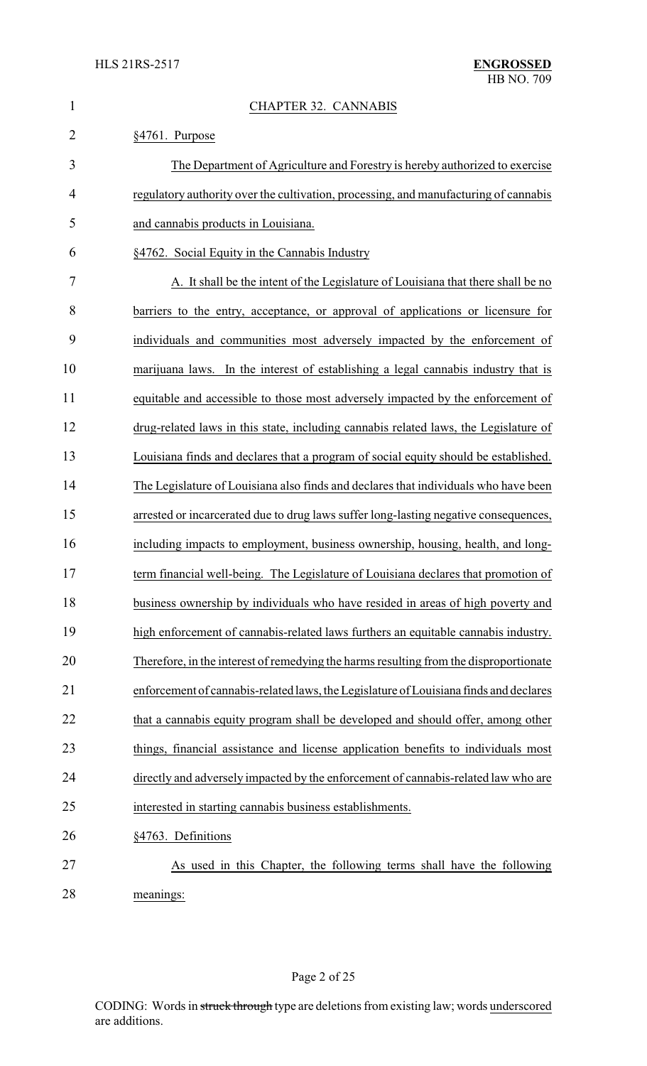## CHAPTER 32. CANNABIS

§4761. Purpose

The Department of Agriculture and Forestry is hereby authorized to exercise regulatory authority over the cultivation, processing, and manufacturing of cannabis and cannabis products in Louisiana.

§4762. Social Equity in the Cannabis Industry

A. It shall be the intent of the Legislature of Louisiana that there shall be no barriers to the entry, acceptance, or approval of applications or licensure for individuals and communities most adversely impacted by the enforcement of marijuana laws. In the interest of establishing a legal cannabis industry that is equitable and accessible to those most adversely impacted by the enforcement of drug-related laws in this state, including cannabis related laws, the Legislature of Louisiana finds and declares that a program of social equity should be established. The Legislature of Louisiana also finds and declares that individuals who have been arrested or incarcerated due to drug laws suffer long-lasting negative consequences, including impacts to employment, business ownership, housing, health, and long-term financial well-being. The Legislature of Louisiana declares that promotion of business ownership by individuals who have resided in areas of high poverty and high enforcement of cannabis-related laws furthers an equitable cannabis industry. Therefore, in the interest of remedying the harms resulting from the disproportionate enforcement of cannabis-related laws, the Legislature of Louisiana finds and declares that a cannabis equity program shall be developed and should offer, among other things, financial assistance and license application benefits to individuals most directly and adversely impacted by the enforcement of cannabis-related law who are interested in starting cannabis business establishments.

§4763. Definitions

As used in this Chapter, the following terms shall have the following meanings: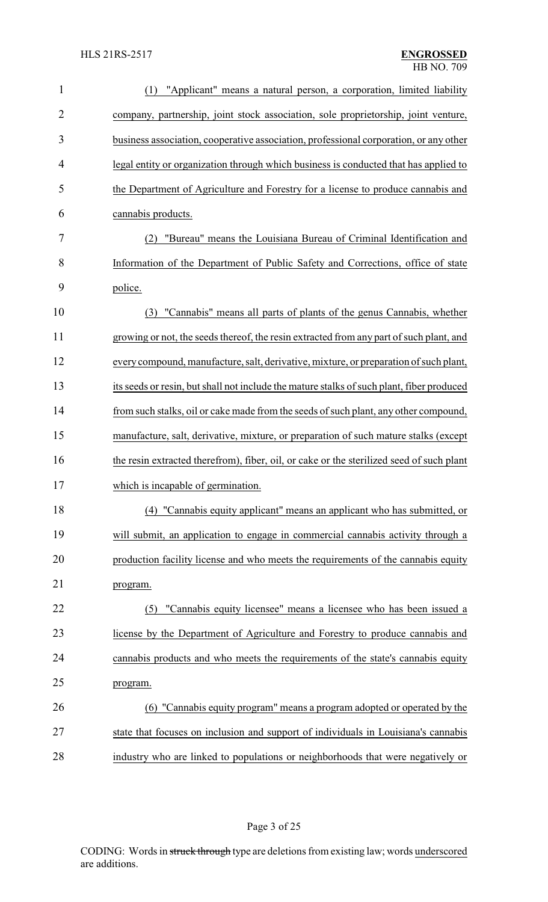(1) "Applicant" means a natural person, a corporation, limited liability company, partnership, joint stock association, sole proprietorship, joint venture, business association, cooperative association, professional corporation, or any other legal entity or organization through which business is conducted that has applied to the Department of Agriculture and Forestry for a license to produce cannabis and cannabis products.

(2) "Bureau" means the Louisiana Bureau of Criminal Identification and Information of the Department of Public Safety and Corrections, office of state police.

(3) "Cannabis" means all parts of plants of the genus Cannabis, whether growing or not, the seeds thereof, the resin extracted from any part of such plant, and every compound, manufacture, salt, derivative, mixture, or preparation of such plant, its seeds or resin, but shall not include the mature stalks of such plant, fiber produced from such stalks, oil or cake made from the seeds of such plant, any other compound, manufacture, salt, derivative, mixture, or preparation of such mature stalks (except the resin extracted therefrom), fiber, oil, or cake or the sterilized seed of such plant which is incapable of germination.

(4) "Cannabis equity applicant" means an applicant who has submitted, or will submit, an application to engage in commercial cannabis activity through a production facility license and who meets the requirements of the cannabis equity program.

(5) "Cannabis equity licensee" means a licensee who has been issued a license by the Department of Agriculture and Forestry to produce cannabis and cannabis products and who meets the requirements of the state's cannabis equity program.

(6) "Cannabis equity program" means a program adopted or operated by the state that focuses on inclusion and support of individuals in Louisiana's cannabis industry who are linked to populations or neighborhoods that were negatively or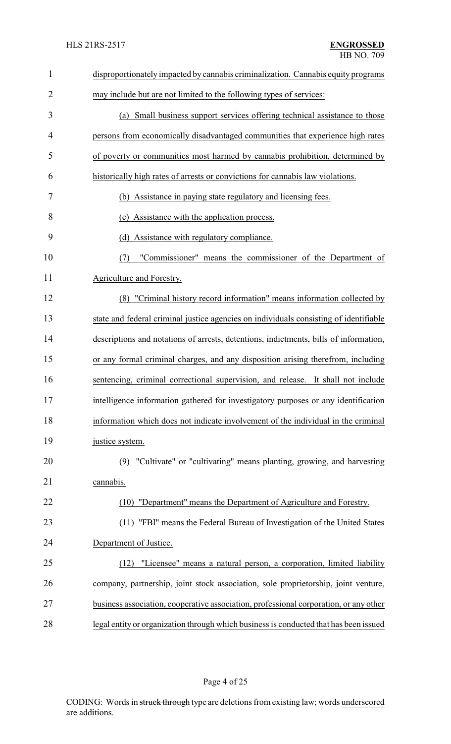disproportionately impacted by cannabis criminalization. Cannabis equity programs may include but are not limited to the following types of services:

(a) Small business support services offering technical assistance to those persons from economically disadvantaged communities that experience high rates of poverty or communities most harmed by cannabis prohibition, determined by historically high rates of arrests or convictions for cannabis law violations.

(b) Assistance in paying state regulatory and licensing fees.

(c) Assistance with the application process.

(d) Assistance with regulatory compliance.

(7) "Commissioner" means the commissioner of the Department of Agriculture and Forestry.

(8) "Criminal history record information" means information collected by state and federal criminal justice agencies on individuals consisting of identifiable descriptions and notations of arrests, detentions, indictments, bills of information, or any formal criminal charges, and any disposition arising therefrom, including sentencing, criminal correctional supervision, and release. It shall not include intelligence information gathered for investigatory purposes or any identification information which does not indicate involvement of the individual in the criminal justice system.

(9) "Cultivate" or "cultivating" means planting, growing, and harvesting cannabis.

(10) "Department" means the Department of Agriculture and Forestry.

(11) "FBI" means the Federal Bureau of Investigation of the United States Department of Justice.

(12) "Licensee" means a natural person, a corporation, limited liability company, partnership, joint stock association, sole proprietorship, joint venture, business association, cooperative association, professional corporation, or any other legal entity or organization through which business is conducted that has been issued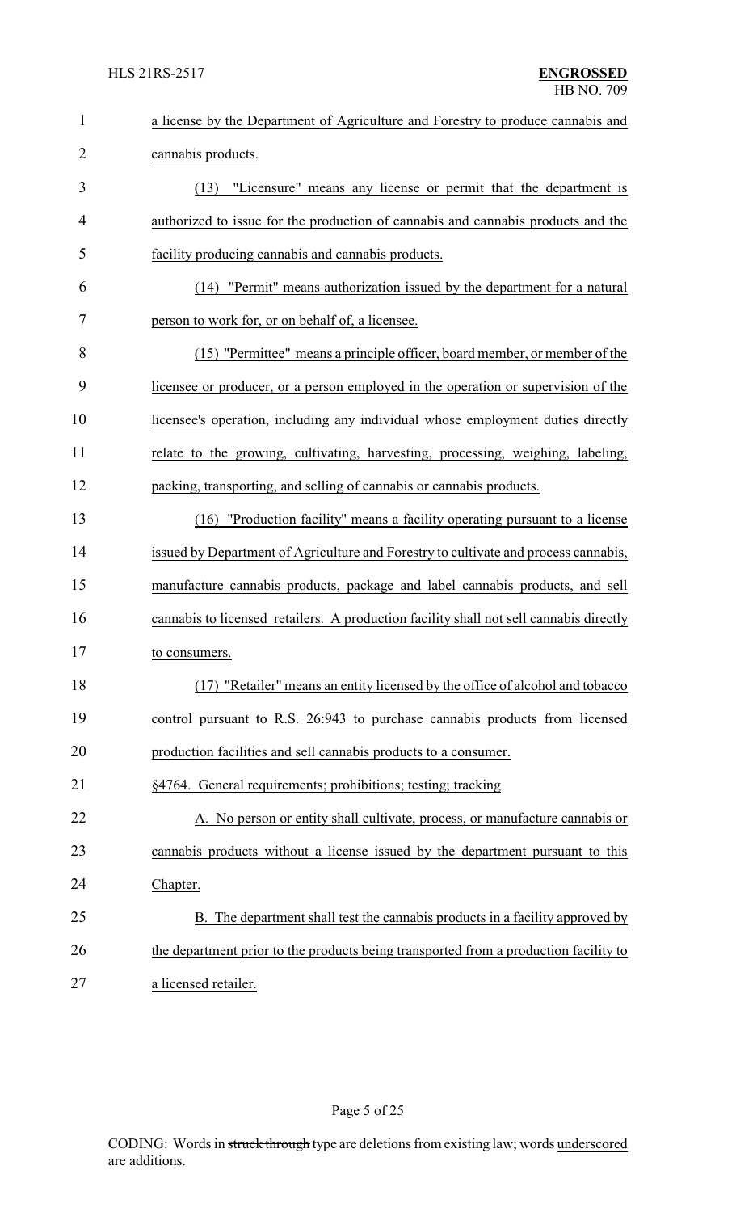a license by the Department of Agriculture and Forestry to produce cannabis and cannabis products.

(13) "Licensure" means any license or permit that the department is authorized to issue for the production of cannabis and cannabis products and the facility producing cannabis and cannabis products.

(14) "Permit" means authorization issued by the department for a natural person to work for, or on behalf of, a licensee.

(15) "Permittee" means a principle officer, board member, or member of the licensee or producer, or a person employed in the operation or supervision of the licensee's operation, including any individual whose employment duties directly relate to the growing, cultivating, harvesting, processing, weighing, labeling, packing, transporting, and selling of cannabis or cannabis products.

(16) "Production facility" means a facility operating pursuant to a license issued by Department of Agriculture and Forestry to cultivate and process cannabis, manufacture cannabis products, package and label cannabis products, and sell cannabis to licensed retailers. A production facility shall not sell cannabis directly to consumers.

(17) "Retailer" means an entity licensed by the office of alcohol and tobacco control pursuant to R.S. 26:943 to purchase cannabis products from licensed production facilities and sell cannabis products to a consumer.

§4764. General requirements; prohibitions; testing; tracking

A. No person or entity shall cultivate, process, or manufacture cannabis or cannabis products without a license issued by the department pursuant to this Chapter.

B. The department shall test the cannabis products in a facility approved by the department prior to the products being transported from a production facility to a licensed retailer.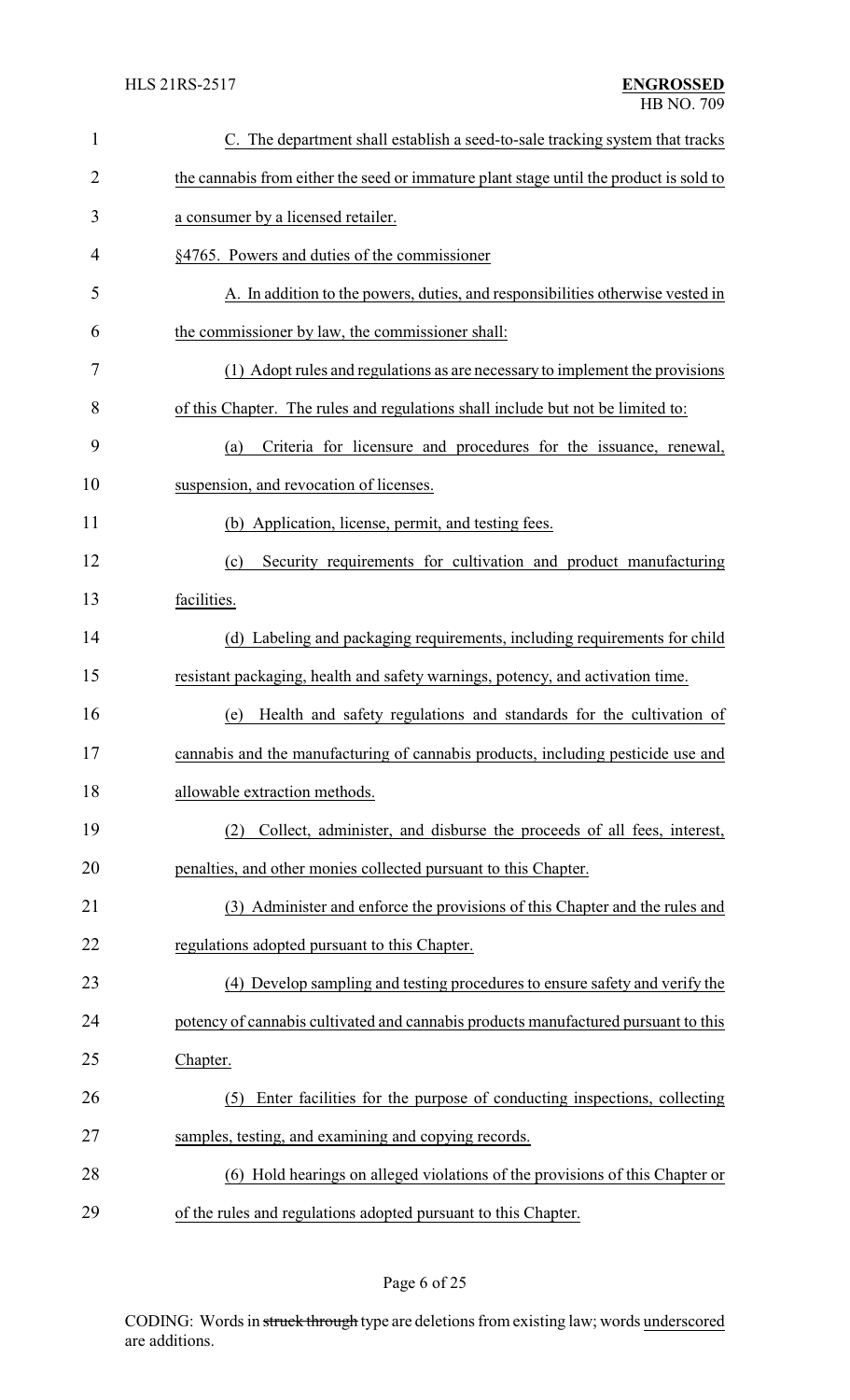C. The department shall establish a seed-to-sale tracking system that tracks the cannabis from either the seed or immature plant stage until the product is sold to a consumer by a licensed retailer.

§4765. Powers and duties of the commissioner

A. In addition to the powers, duties, and responsibilities otherwise vested in the commissioner by law, the commissioner shall:

(1) Adopt rules and regulations as are necessary to implement the provisions of this Chapter. The rules and regulations shall include but not be limited to:

(a) Criteria for licensure and procedures for the issuance, renewal, suspension, and revocation of licenses.

(b) Application, license, permit, and testing fees.

(c) Security requirements for cultivation and product manufacturing facilities.

(d) Labeling and packaging requirements, including requirements for child resistant packaging, health and safety warnings, potency, and activation time.

(e) Health and safety regulations and standards for the cultivation of cannabis and the manufacturing of cannabis products, including pesticide use and allowable extraction methods.

(2) Collect, administer, and disburse the proceeds of all fees, interest, penalties, and other monies collected pursuant to this Chapter.

(3) Administer and enforce the provisions of this Chapter and the rules and regulations adopted pursuant to this Chapter.

(4) Develop sampling and testing procedures to ensure safety and verify the potency of cannabis cultivated and cannabis products manufactured pursuant to this Chapter.

(5) Enter facilities for the purpose of conducting inspections, collecting samples, testing, and examining and copying records.

(6) Hold hearings on alleged violations of the provisions of this Chapter or of the rules and regulations adopted pursuant to this Chapter.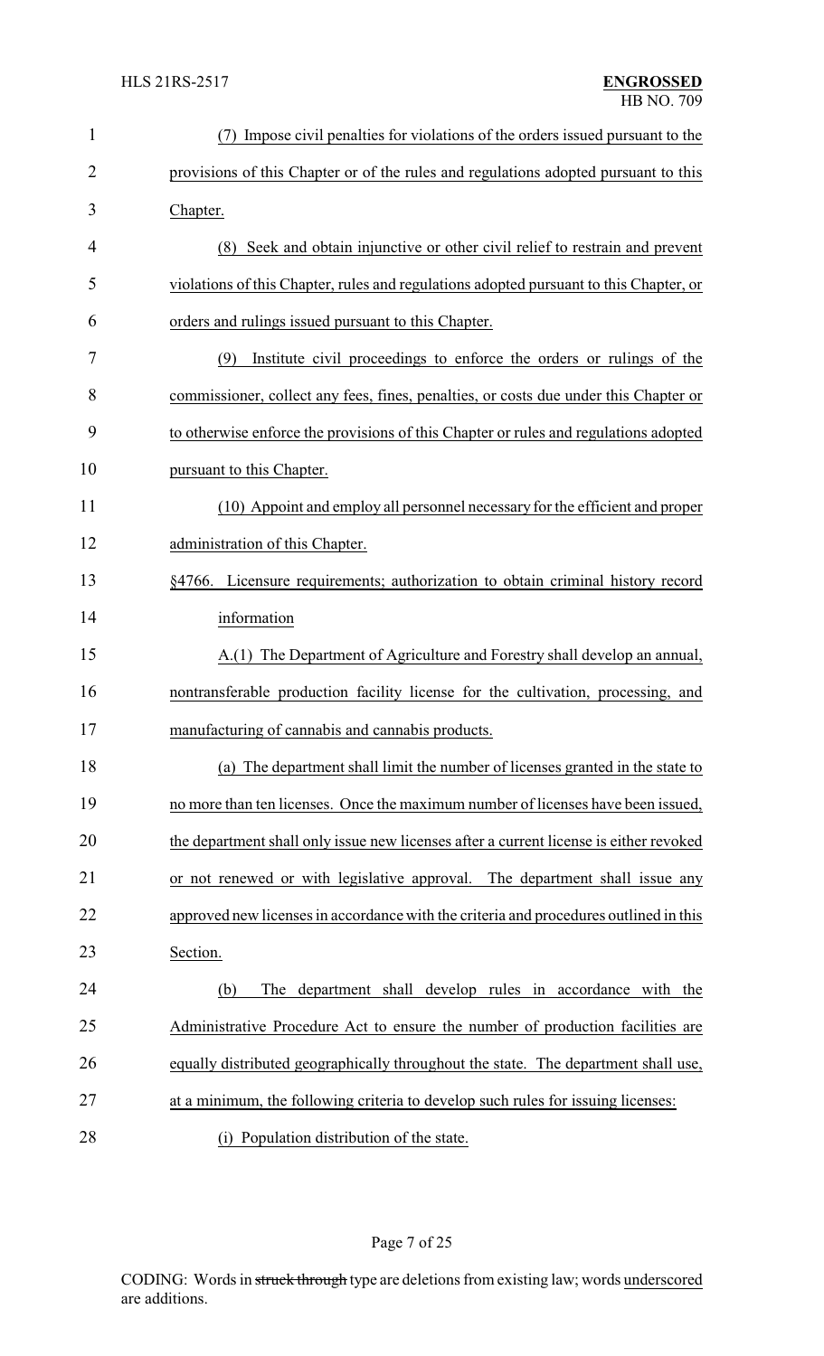(7) Impose civil penalties for violations of the orders issued pursuant to the provisions of this Chapter or of the rules and regulations adopted pursuant to this Chapter.

(8) Seek and obtain injunctive or other civil relief to restrain and prevent violations of this Chapter, rules and regulations adopted pursuant to this Chapter, or orders and rulings issued pursuant to this Chapter.

(9) Institute civil proceedings to enforce the orders or rulings of the commissioner, collect any fees, fines, penalties, or costs due under this Chapter or to otherwise enforce the provisions of this Chapter or rules and regulations adopted pursuant to this Chapter.

(10) Appoint and employ all personnel necessary for the efficient and proper administration of this Chapter.

§4766. Licensure requirements; authorization to obtain criminal history record information

A.(1) The Department of Agriculture and Forestry shall develop an annual, nontransferable production facility license for the cultivation, processing, and manufacturing of cannabis and cannabis products.

(a) The department shall limit the number of licenses granted in the state to no more than ten licenses. Once the maximum number of licenses have been issued, the department shall only issue new licenses after a current license is either revoked or not renewed or with legislative approval. The department shall issue any approved new licenses in accordance with the criteria and procedures outlined in this Section.

(b) The department shall develop rules in accordance with the Administrative Procedure Act to ensure the number of production facilities are equally distributed geographically throughout the state. The department shall use, at a minimum, the following criteria to develop such rules for issuing licenses:

(i) Population distribution of the state.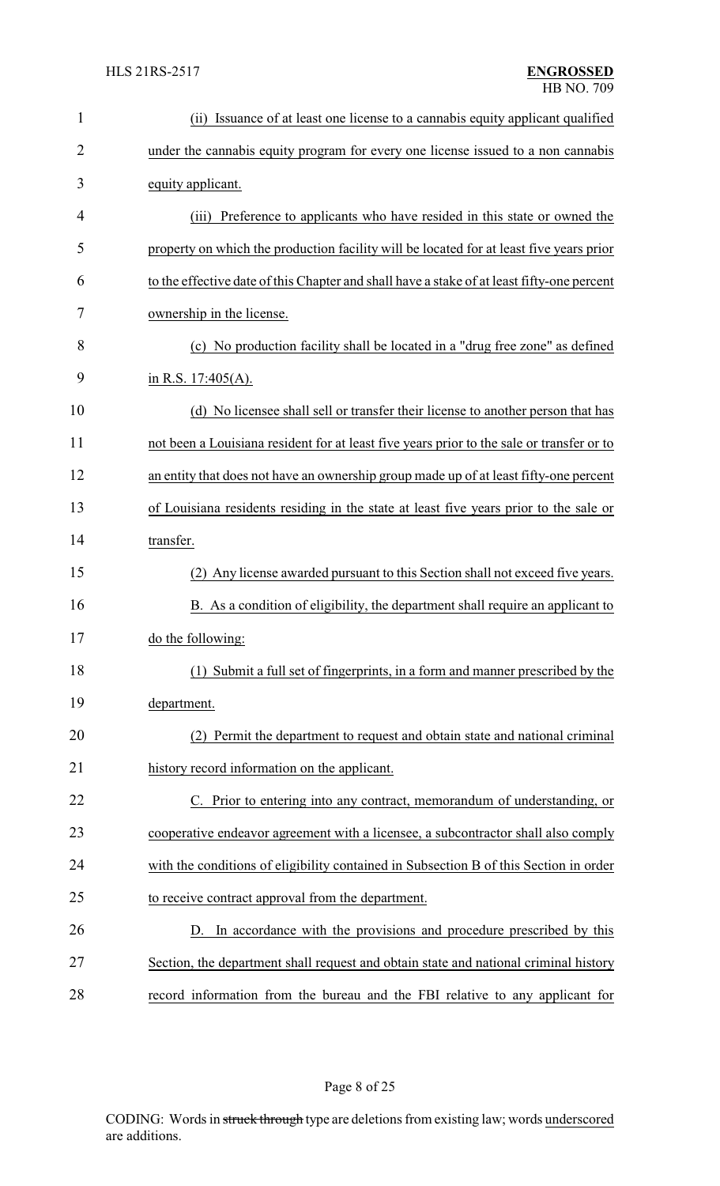(ii) Issuance of at least one license to a cannabis equity applicant qualified under the cannabis equity program for every one license issued to a non cannabis equity applicant.

(iii) Preference to applicants who have resided in this state or owned the property on which the production facility will be located for at least five years prior to the effective date of this Chapter and shall have a stake of at least fifty-one percent ownership in the license.

(c) No production facility shall be located in a "drug free zone" as defined in R.S. 17:405(A).

(d) No licensee shall sell or transfer their license to another person that has not been a Louisiana resident for at least five years prior to the sale or transfer or to an entity that does not have an ownership group made up of at least fifty-one percent of Louisiana residents residing in the state at least five years prior to the sale or transfer.

(2) Any license awarded pursuant to this Section shall not exceed five years.

B. As a condition of eligibility, the department shall require an applicant to do the following:

(1) Submit a full set of fingerprints, in a form and manner prescribed by the department.

(2) Permit the department to request and obtain state and national criminal history record information on the applicant.

C. Prior to entering into any contract, memorandum of understanding, or cooperative endeavor agreement with a licensee, a subcontractor shall also comply with the conditions of eligibility contained in Subsection B of this Section in order to receive contract approval from the department.

D. In accordance with the provisions and procedure prescribed by this Section, the department shall request and obtain state and national criminal history record information from the bureau and the FBI relative to any applicant for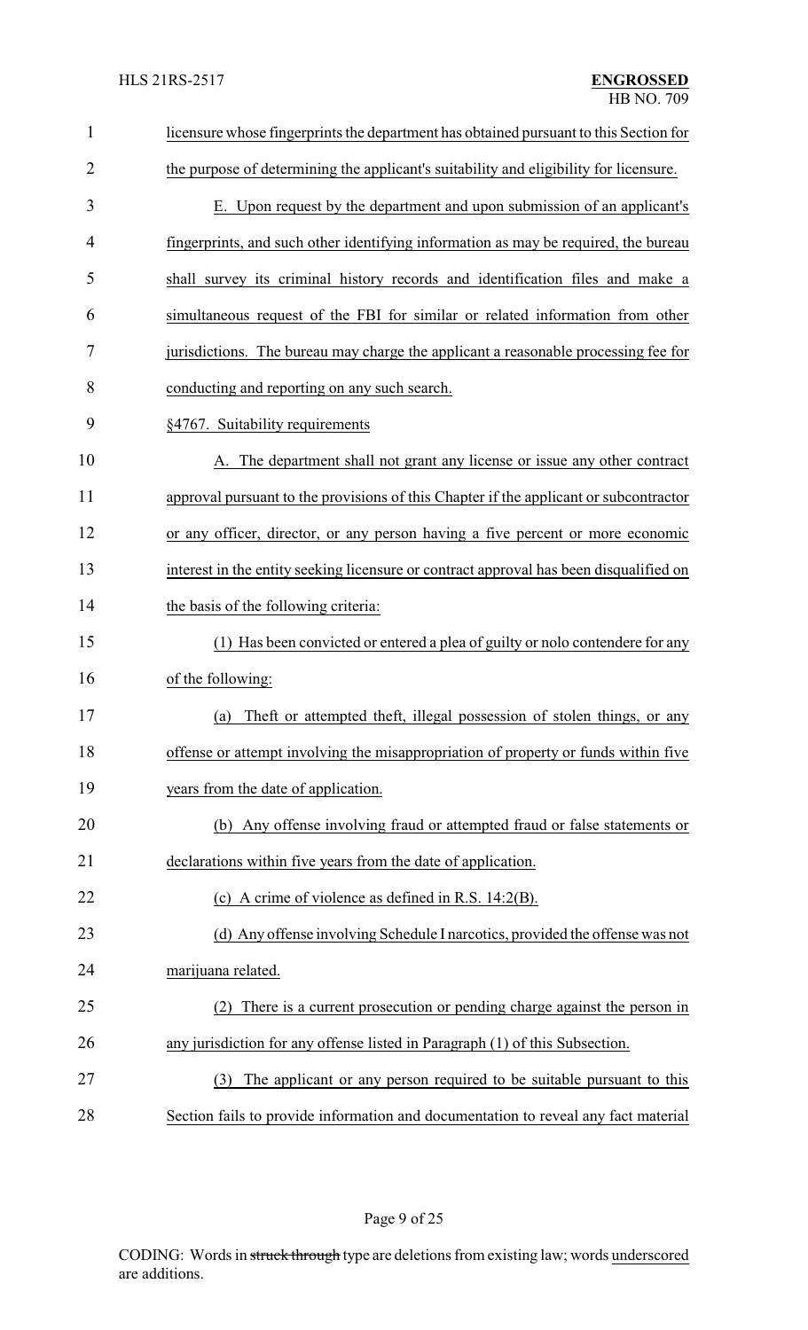licensure whose fingerprints the department has obtained pursuant to this Section for the purpose of determining the applicant's suitability and eligibility for licensure.

E. Upon request by the department and upon submission of an applicant's fingerprints, and such other identifying information as may be required, the bureau shall survey its criminal history records and identification files and make a simultaneous request of the FBI for similar or related information from other jurisdictions. The bureau may charge the applicant a reasonable processing fee for conducting and reporting on any such search.

§4767. Suitability requirements

A. The department shall not grant any license or issue any other contract approval pursuant to the provisions of this Chapter if the applicant or subcontractor or any officer, director, or any person having a five percent or more economic interest in the entity seeking licensure or contract approval has been disqualified on the basis of the following criteria:

(1) Has been convicted or entered a plea of guilty or nolo contendere for any of the following:

(a) Theft or attempted theft, illegal possession of stolen things, or any offense or attempt involving the misappropriation of property or funds within five years from the date of application.

(b) Any offense involving fraud or attempted fraud or false statements or declarations within five years from the date of application.

(c) A crime of violence as defined in R.S. 14:2(B).

(d) Any offense involving Schedule I narcotics, provided the offense was not marijuana related.

(2) There is a current prosecution or pending charge against the person in any jurisdiction for any offense listed in Paragraph (1) of this Subsection.

(3) The applicant or any person required to be suitable pursuant to this Section fails to provide information and documentation to reveal any fact material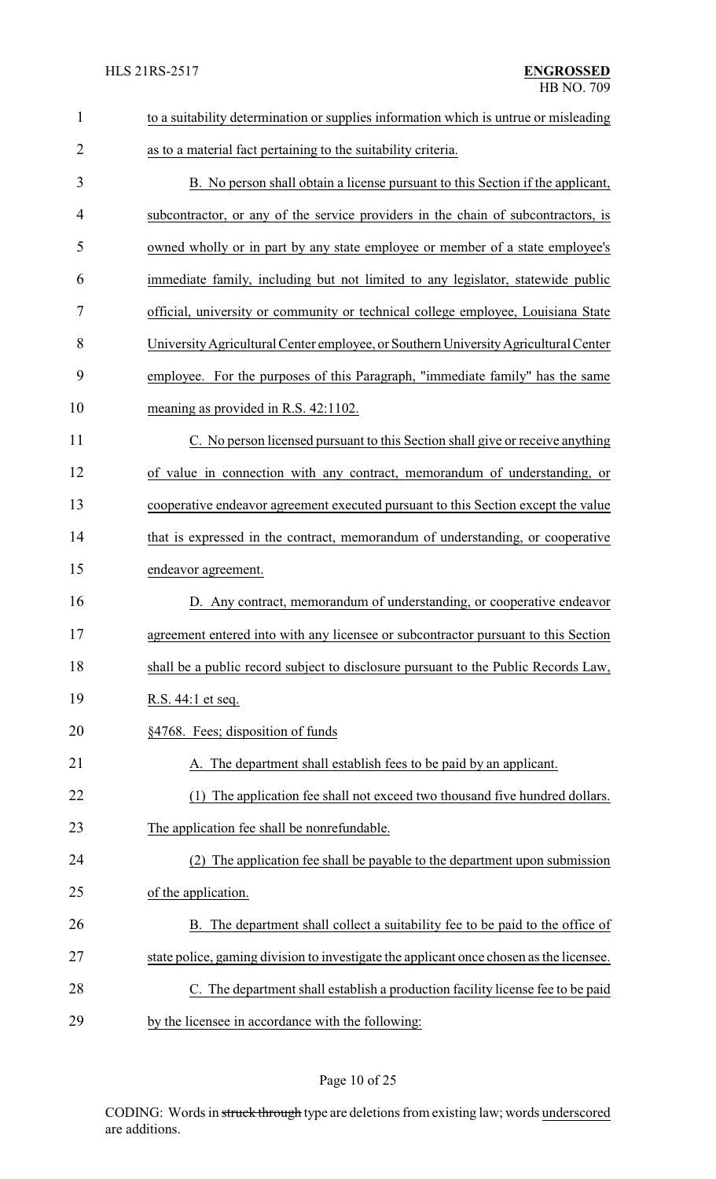to a suitability determination or supplies information which is untrue or misleading as to a material fact pertaining to the suitability criteria.

B. No person shall obtain a license pursuant to this Section if the applicant, subcontractor, or any of the service providers in the chain of subcontractors, is owned wholly or in part by any state employee or member of a state employee's immediate family, including but not limited to any legislator, statewide public official, university or community or technical college employee, Louisiana State University Agricultural Center employee, or Southern University Agricultural Center employee. For the purposes of this Paragraph, "immediate family" has the same meaning as provided in R.S. 42:1102.

C. No person licensed pursuant to this Section shall give or receive anything of value in connection with any contract, memorandum of understanding, or cooperative endeavor agreement executed pursuant to this Section except the value that is expressed in the contract, memorandum of understanding, or cooperative endeavor agreement.

D. Any contract, memorandum of understanding, or cooperative endeavor agreement entered into with any licensee or subcontractor pursuant to this Section shall be a public record subject to disclosure pursuant to the Public Records Law, R.S. 44:1 et seq.

§4768. Fees; disposition of funds

A. The department shall establish fees to be paid by an applicant.

(1) The application fee shall not exceed two thousand five hundred dollars. The application fee shall be nonrefundable.

(2) The application fee shall be payable to the department upon submission of the application.

B. The department shall collect a suitability fee to be paid to the office of state police, gaming division to investigate the applicant once chosen as the licensee.

C. The department shall establish a production facility license fee to be paid by the licensee in accordance with the following: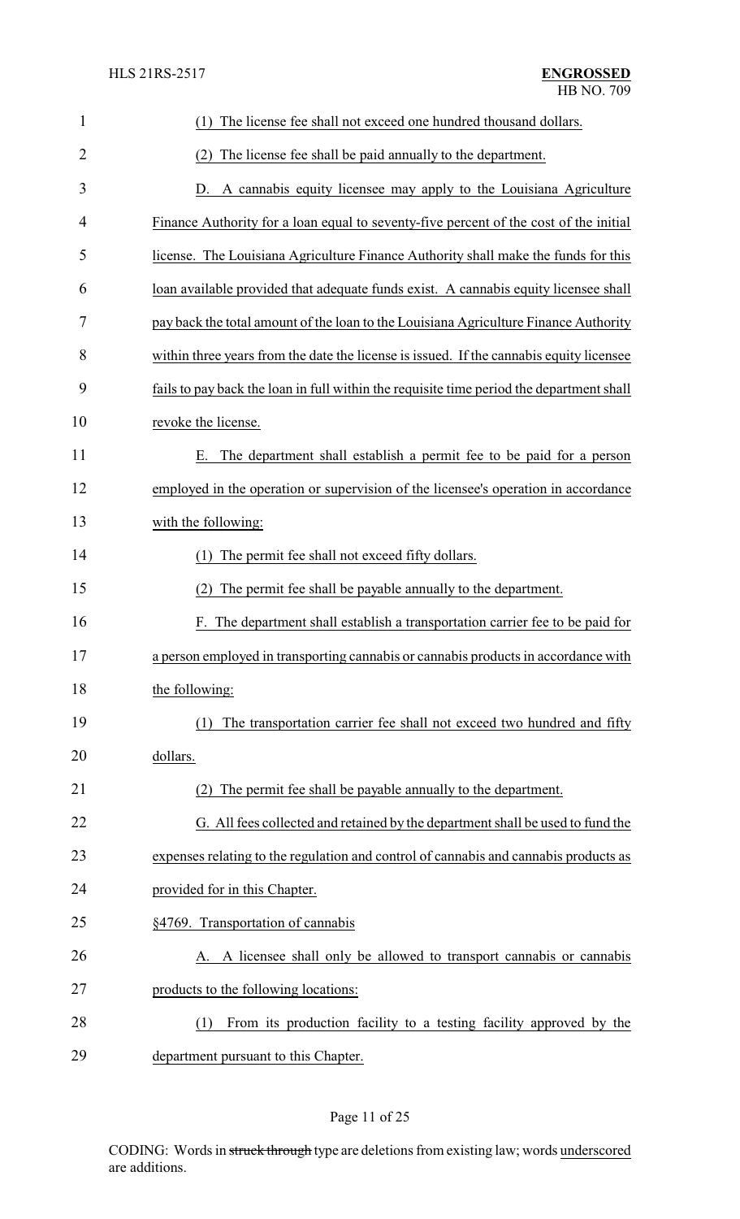(1) The license fee shall not exceed one hundred thousand dollars.

(2) The license fee shall be paid annually to the department.

D. A cannabis equity licensee may apply to the Louisiana Agriculture Finance Authority for a loan equal to seventy-five percent of the cost of the initial license. The Louisiana Agriculture Finance Authority shall make the funds for this loan available provided that adequate funds exist. A cannabis equity licensee shall pay back the total amount of the loan to the Louisiana Agriculture Finance Authority within three years from the date the license is issued. If the cannabis equity licensee fails to pay back the loan in full within the requisite time period the department shall revoke the license.

E. The department shall establish a permit fee to be paid for a person employed in the operation or supervision of the licensee's operation in accordance with the following:

(1) The permit fee shall not exceed fifty dollars.

(2) The permit fee shall be payable annually to the department.

F. The department shall establish a transportation carrier fee to be paid for a person employed in transporting cannabis or cannabis products in accordance with the following:

(1) The transportation carrier fee shall not exceed two hundred and fifty dollars.

(2) The permit fee shall be payable annually to the department.

G. All fees collected and retained by the department shall be used to fund the expenses relating to the regulation and control of cannabis and cannabis products as provided for in this Chapter.

§4769. Transportation of cannabis

A. A licensee shall only be allowed to transport cannabis or cannabis products to the following locations:

(1) From its production facility to a testing facility approved by the department pursuant to this Chapter.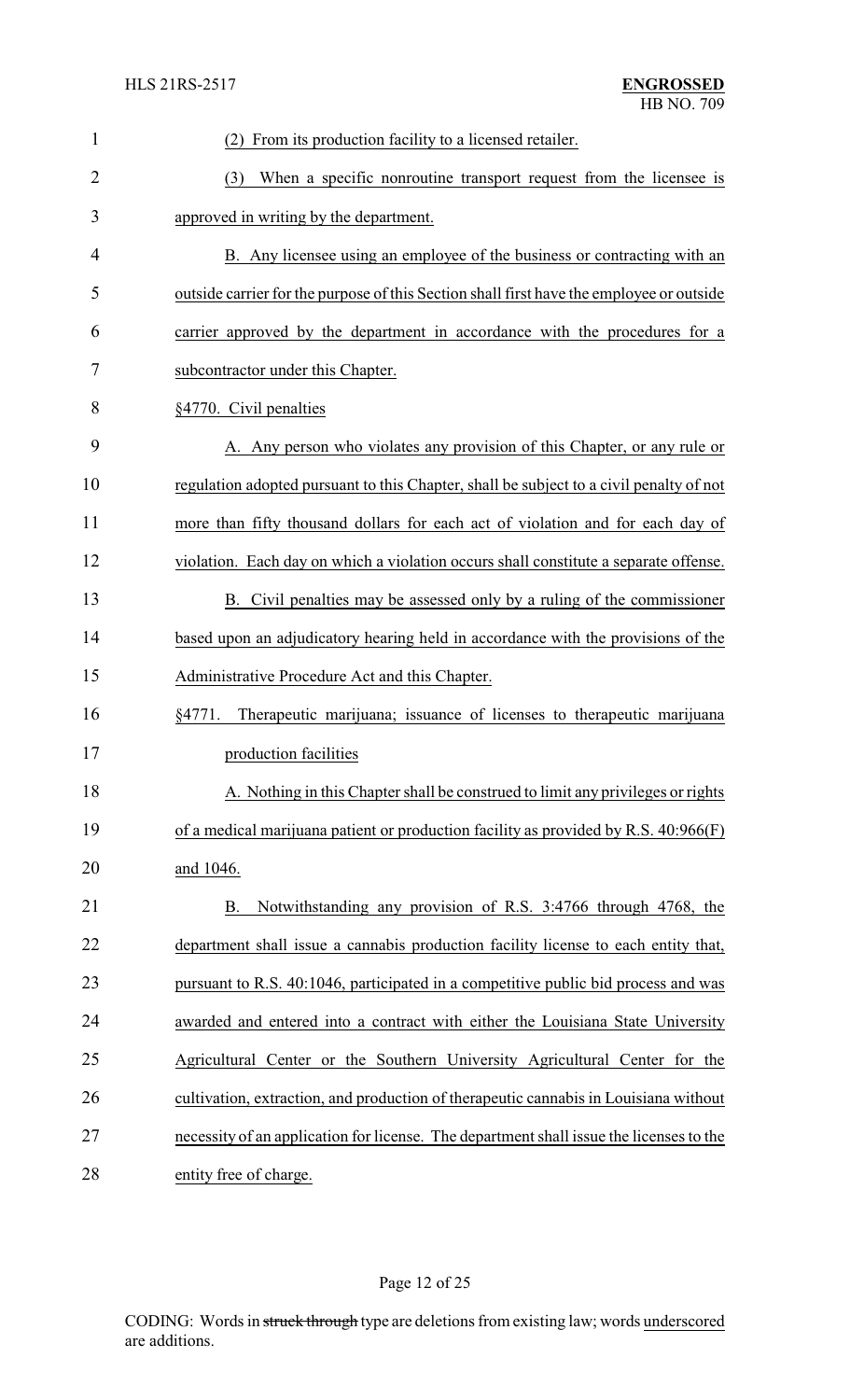(2) From its production facility to a licensed retailer.

(3) When a specific nonroutine transport request from the licensee is approved in writing by the department.

B. Any licensee using an employee of the business or contracting with an outside carrier for the purpose of this Section shall first have the employee or outside carrier approved by the department in accordance with the procedures for a subcontractor under this Chapter.

§4770. Civil penalties

A. Any person who violates any provision of this Chapter, or any rule or regulation adopted pursuant to this Chapter, shall be subject to a civil penalty of not more than fifty thousand dollars for each act of violation and for each day of violation. Each day on which a violation occurs shall constitute a separate offense.

B. Civil penalties may be assessed only by a ruling of the commissioner based upon an adjudicatory hearing held in accordance with the provisions of the Administrative Procedure Act and this Chapter.

§4771. Therapeutic marijuana; issuance of licenses to therapeutic marijuana production facilities

A. Nothing in this Chapter shall be construed to limit any privileges or rights of a medical marijuana patient or production facility as provided by R.S. 40:966(F) and 1046.

B. Notwithstanding any provision of R.S. 3:4766 through 4768, the department shall issue a cannabis production facility license to each entity that, pursuant to R.S. 40:1046, participated in a competitive public bid process and was awarded and entered into a contract with either the Louisiana State University Agricultural Center or the Southern University Agricultural Center for the cultivation, extraction, and production of therapeutic cannabis in Louisiana without necessity of an application for license. The department shall issue the licenses to the entity free of charge.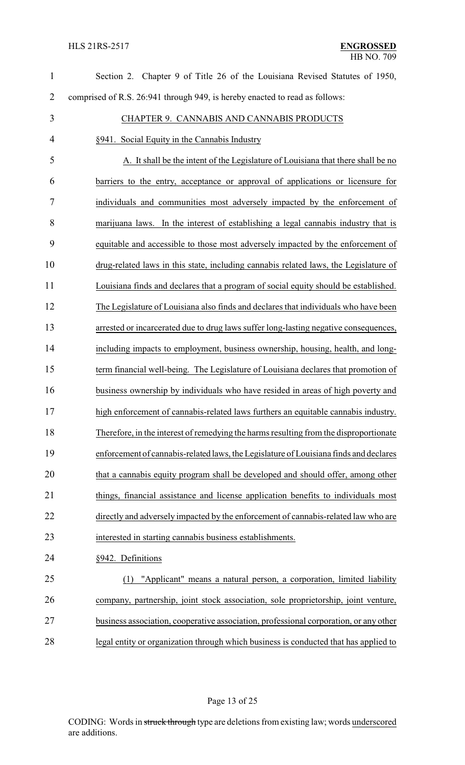Section 2. Chapter 9 of Title 26 of the Louisiana Revised Statutes of 1950, comprised of R.S. 26:941 through 949, is hereby enacted to read as follows:

CHAPTER 9. CANNABIS AND CANNABIS PRODUCTS

§941. Social Equity in the Cannabis Industry

A. It shall be the intent of the Legislature of Louisiana that there shall be no barriers to the entry, acceptance or approval of applications or licensure for individuals and communities most adversely impacted by the enforcement of marijuana laws. In the interest of establishing a legal cannabis industry that is equitable and accessible to those most adversely impacted by the enforcement of drug-related laws in this state, including cannabis related laws, the Legislature of Louisiana finds and declares that a program of social equity should be established. The Legislature of Louisiana also finds and declares that individuals who have been arrested or incarcerated due to drug laws suffer long-lasting negative consequences, including impacts to employment, business ownership, housing, health, and long-term financial well-being. The Legislature of Louisiana declares that promotion of business ownership by individuals who have resided in areas of high poverty and high enforcement of cannabis-related laws furthers an equitable cannabis industry. Therefore, in the interest of remedying the harms resulting from the disproportionate enforcement of cannabis-related laws, the Legislature of Louisiana finds and declares that a cannabis equity program shall be developed and should offer, among other things, financial assistance and license application benefits to individuals most directly and adversely impacted by the enforcement of cannabis-related law who are interested in starting cannabis business establishments.

§942. Definitions

(1) "Applicant" means a natural person, a corporation, limited liability company, partnership, joint stock association, sole proprietorship, joint venture, business association, cooperative association, professional corporation, or any other legal entity or organization through which business is conducted that has applied to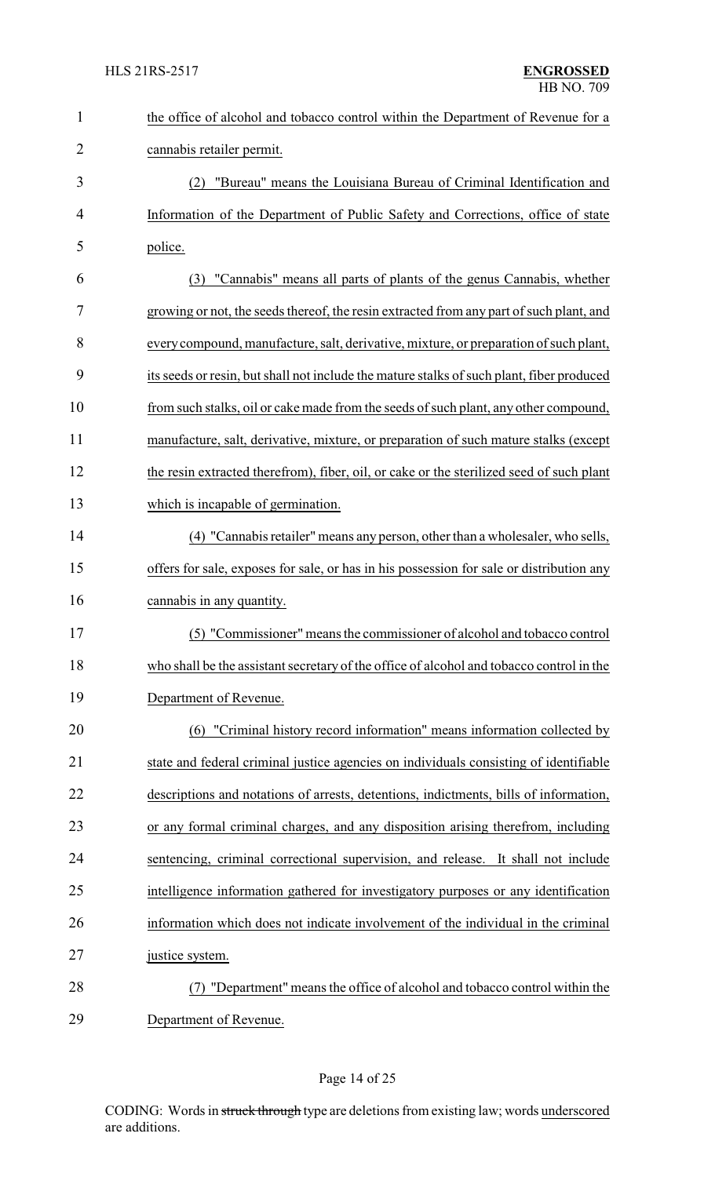the office of alcohol and tobacco control within the Department of Revenue for a cannabis retailer permit.

(2) "Bureau" means the Louisiana Bureau of Criminal Identification and Information of the Department of Public Safety and Corrections, office of state police.

(3) "Cannabis" means all parts of plants of the genus Cannabis, whether growing or not, the seeds thereof, the resin extracted from any part of such plant, and every compound, manufacture, salt, derivative, mixture, or preparation of such plant, its seeds or resin, but shall not include the mature stalks of such plant, fiber produced from such stalks, oil or cake made from the seeds of such plant, any other compound, manufacture, salt, derivative, mixture, or preparation of such mature stalks (except the resin extracted therefrom), fiber, oil, or cake or the sterilized seed of such plant which is incapable of germination.

(4) "Cannabis retailer" means any person, other than a wholesaler, who sells, offers for sale, exposes for sale, or has in his possession for sale or distribution any cannabis in any quantity.

(5) "Commissioner" means the commissioner of alcohol and tobacco control who shall be the assistant secretary of the office of alcohol and tobacco control in the Department of Revenue.

(6) "Criminal history record information" means information collected by state and federal criminal justice agencies on individuals consisting of identifiable descriptions and notations of arrests, detentions, indictments, bills of information, or any formal criminal charges, and any disposition arising therefrom, including sentencing, criminal correctional supervision, and release. It shall not include intelligence information gathered for investigatory purposes or any identification information which does not indicate involvement of the individual in the criminal justice system.

(7) "Department" means the office of alcohol and tobacco control within the Department of Revenue.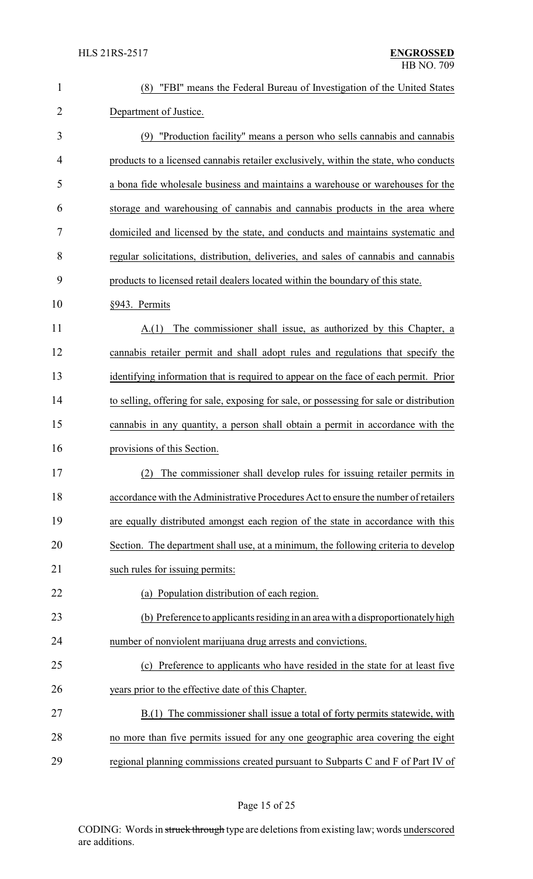(8) "FBI" means the Federal Bureau of Investigation of the United States Department of Justice.

(9) "Production facility" means a person who sells cannabis and cannabis products to a licensed cannabis retailer exclusively, within the state, who conducts a bona fide wholesale business and maintains a warehouse or warehouses for the storage and warehousing of cannabis and cannabis products in the area where domiciled and licensed by the state, and conducts and maintains systematic and regular solicitations, distribution, deliveries, and sales of cannabis and cannabis products to licensed retail dealers located within the boundary of this state.

§943. Permits

A.(1) The commissioner shall issue, as authorized by this Chapter, a cannabis retailer permit and shall adopt rules and regulations that specify the identifying information that is required to appear on the face of each permit. Prior to selling, offering for sale, exposing for sale, or possessing for sale or distribution cannabis in any quantity, a person shall obtain a permit in accordance with the provisions of this Section.

(2) The commissioner shall develop rules for issuing retailer permits in accordance with the Administrative Procedures Act to ensure the number of retailers are equally distributed amongst each region of the state in accordance with this Section. The department shall use, at a minimum, the following criteria to develop such rules for issuing permits:

(a) Population distribution of each region.

(b) Preference to applicants residing in an area with a disproportionately high number of nonviolent marijuana drug arrests and convictions.

(c) Preference to applicants who have resided in the state for at least five years prior to the effective date of this Chapter.

B.(1) The commissioner shall issue a total of forty permits statewide, with no more than five permits issued for any one geographic area covering the eight regional planning commissions created pursuant to Subparts C and F of Part IV of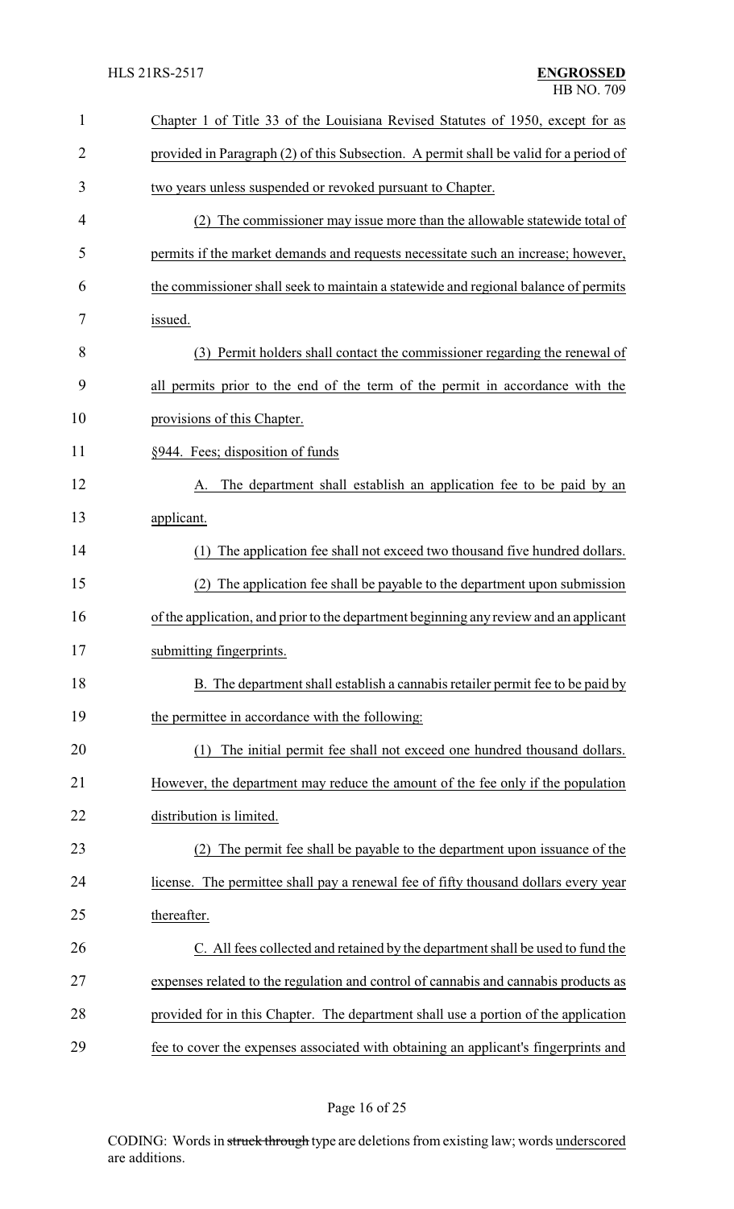Chapter 1 of Title 33 of the Louisiana Revised Statutes of 1950, except for as provided in Paragraph (2) of this Subsection. A permit shall be valid for a period of two years unless suspended or revoked pursuant to Chapter.

(2) The commissioner may issue more than the allowable statewide total of permits if the market demands and requests necessitate such an increase; however, the commissioner shall seek to maintain a statewide and regional balance of permits issued.

(3) Permit holders shall contact the commissioner regarding the renewal of all permits prior to the end of the term of the permit in accordance with the provisions of this Chapter.

§944. Fees; disposition of funds

A. The department shall establish an application fee to be paid by an applicant.

(1) The application fee shall not exceed two thousand five hundred dollars.

(2) The application fee shall be payable to the department upon submission of the application, and prior to the department beginning any review and an applicant submitting fingerprints.

B. The department shall establish a cannabis retailer permit fee to be paid by the permittee in accordance with the following:

(1) The initial permit fee shall not exceed one hundred thousand dollars. However, the department may reduce the amount of the fee only if the population distribution is limited.

(2) The permit fee shall be payable to the department upon issuance of the license. The permittee shall pay a renewal fee of fifty thousand dollars every year thereafter.

C. All fees collected and retained by the department shall be used to fund the expenses related to the regulation and control of cannabis and cannabis products as provided for in this Chapter. The department shall use a portion of the application fee to cover the expenses associated with obtaining an applicant's fingerprints and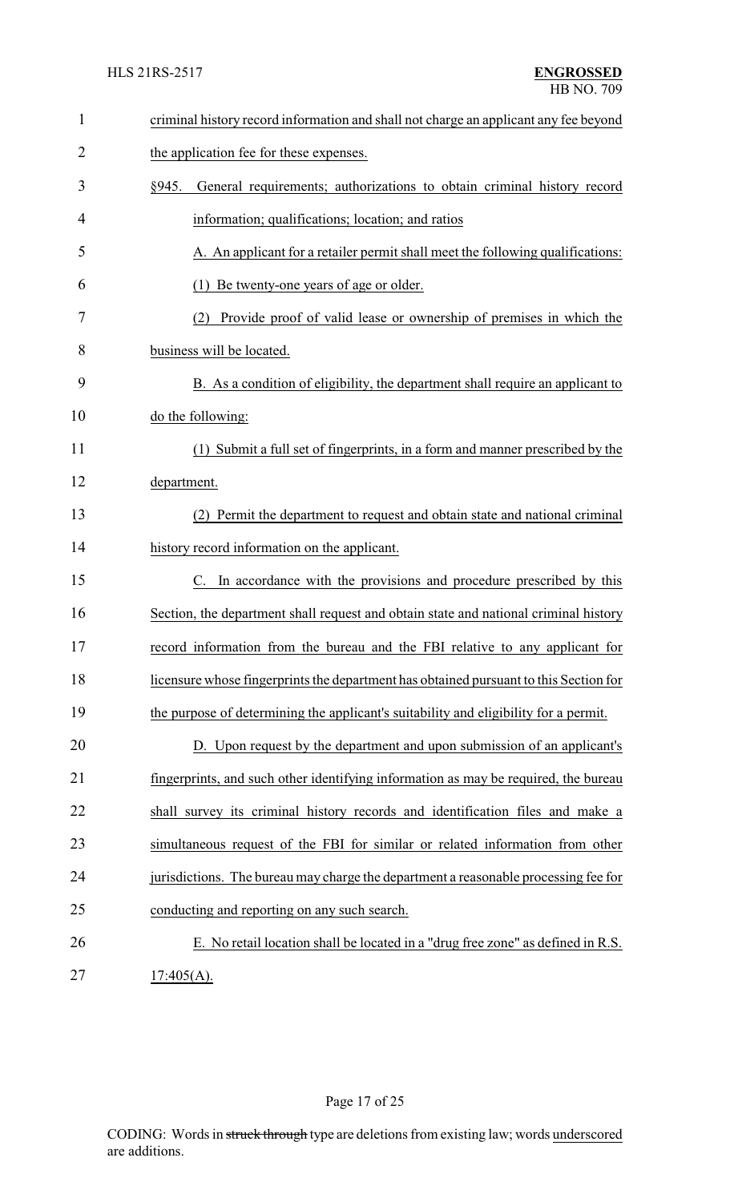criminal history record information and shall not charge an applicant any fee beyond the application fee for these expenses.

§945. General requirements; authorizations to obtain criminal history record information; qualifications; location; and ratios

A. An applicant for a retailer permit shall meet the following qualifications:

(1) Be twenty-one years of age or older.

(2) Provide proof of valid lease or ownership of premises in which the business will be located.

B. As a condition of eligibility, the department shall require an applicant to do the following:

(1) Submit a full set of fingerprints, in a form and manner prescribed by the department.

(2) Permit the department to request and obtain state and national criminal history record information on the applicant.

C. In accordance with the provisions and procedure prescribed by this Section, the department shall request and obtain state and national criminal history record information from the bureau and the FBI relative to any applicant for licensure whose fingerprints the department has obtained pursuant to this Section for the purpose of determining the applicant's suitability and eligibility for a permit.

D. Upon request by the department and upon submission of an applicant's fingerprints, and such other identifying information as may be required, the bureau shall survey its criminal history records and identification files and make a simultaneous request of the FBI for similar or related information from other jurisdictions. The bureau may charge the department a reasonable processing fee for conducting and reporting on any such search.

E. No retail location shall be located in a "drug free zone" as defined in R.S. 17:405(A).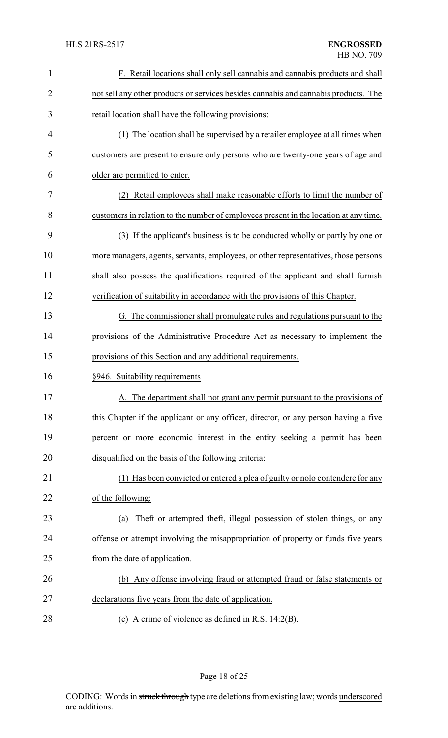F. Retail locations shall only sell cannabis and cannabis products and shall not sell any other products or services besides cannabis and cannabis products. The retail location shall have the following provisions:

(1) The location shall be supervised by a retailer employee at all times when customers are present to ensure only persons who are twenty-one years of age and older are permitted to enter.

(2) Retail employees shall make reasonable efforts to limit the number of customers in relation to the number of employees present in the location at any time.

(3) If the applicant's business is to be conducted wholly or partly by one or more managers, agents, servants, employees, or other representatives, those persons shall also possess the qualifications required of the applicant and shall furnish verification of suitability in accordance with the provisions of this Chapter.

G. The commissioner shall promulgate rules and regulations pursuant to the provisions of the Administrative Procedure Act as necessary to implement the provisions of this Section and any additional requirements.

§946. Suitability requirements

A. The department shall not grant any permit pursuant to the provisions of this Chapter if the applicant or any officer, director, or any person having a five percent or more economic interest in the entity seeking a permit has been disqualified on the basis of the following criteria:

(1) Has been convicted or entered a plea of guilty or nolo contendere for any of the following:

(a) Theft or attempted theft, illegal possession of stolen things, or any offense or attempt involving the misappropriation of property or funds five years from the date of application.

(b) Any offense involving fraud or attempted fraud or false statements or declarations five years from the date of application.

(c) A crime of violence as defined in R.S. 14:2(B).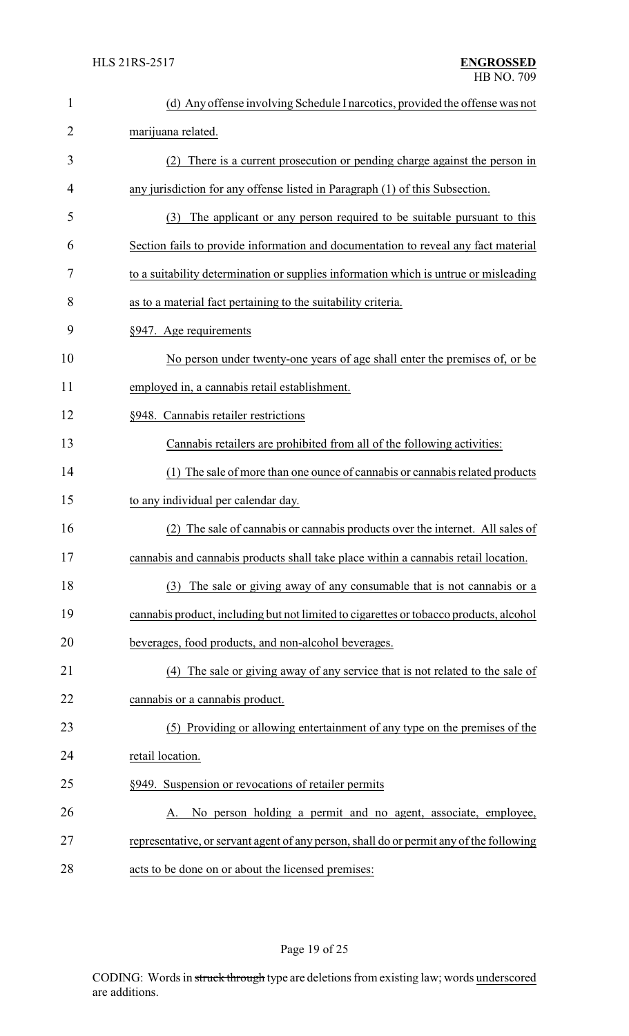(d) Any offense involving Schedule I narcotics, provided the offense was not marijuana related.

(2) There is a current prosecution or pending charge against the person in any jurisdiction for any offense listed in Paragraph (1) of this Subsection.

(3) The applicant or any person required to be suitable pursuant to this Section fails to provide information and documentation to reveal any fact material to a suitability determination or supplies information which is untrue or misleading as to a material fact pertaining to the suitability criteria.

§947. Age requirements

No person under twenty-one years of age shall enter the premises of, or be employed in, a cannabis retail establishment.

§948. Cannabis retailer restrictions

Cannabis retailers are prohibited from all of the following activities:

(1) The sale of more than one ounce of cannabis or cannabis related products to any individual per calendar day.

(2) The sale of cannabis or cannabis products over the internet. All sales of cannabis and cannabis products shall take place within a cannabis retail location.

(3) The sale or giving away of any consumable that is not cannabis or a cannabis product, including but not limited to cigarettes or tobacco products, alcohol beverages, food products, and non-alcohol beverages.

(4) The sale or giving away of any service that is not related to the sale of cannabis or a cannabis product.

(5) Providing or allowing entertainment of any type on the premises of the retail location.

§949. Suspension or revocations of retailer permits

A. No person holding a permit and no agent, associate, employee, representative, or servant agent of any person, shall do or permit any of the following acts to be done on or about the licensed premises: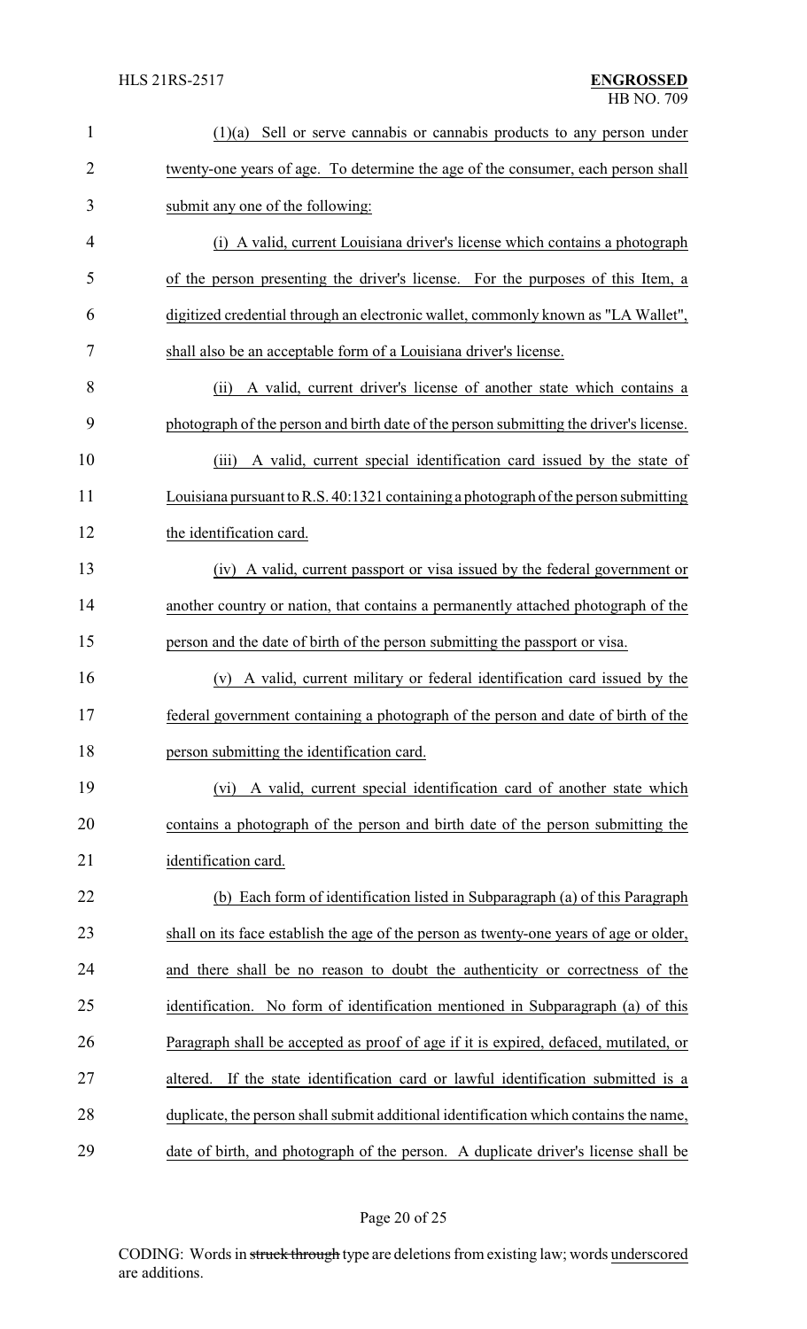(1)(a) Sell or serve cannabis or cannabis products to any person under twenty-one years of age. To determine the age of the consumer, each person shall submit any one of the following:

(i) A valid, current Louisiana driver's license which contains a photograph of the person presenting the driver's license. For the purposes of this Item, a digitized credential through an electronic wallet, commonly known as "LA Wallet", shall also be an acceptable form of a Louisiana driver's license.

(ii) A valid, current driver's license of another state which contains a photograph of the person and birth date of the person submitting the driver's license.

(iii) A valid, current special identification card issued by the state of Louisiana pursuant to R.S. 40:1321 containing a photograph of the person submitting the identification card.

(iv) A valid, current passport or visa issued by the federal government or another country or nation, that contains a permanently attached photograph of the person and the date of birth of the person submitting the passport or visa.

(v) A valid, current military or federal identification card issued by the federal government containing a photograph of the person and date of birth of the person submitting the identification card.

(vi) A valid, current special identification card of another state which contains a photograph of the person and birth date of the person submitting the identification card.

(b) Each form of identification listed in Subparagraph (a) of this Paragraph shall on its face establish the age of the person as twenty-one years of age or older, and there shall be no reason to doubt the authenticity or correctness of the identification. No form of identification mentioned in Subparagraph (a) of this Paragraph shall be accepted as proof of age if it is expired, defaced, mutilated, or altered. If the state identification card or lawful identification submitted is a duplicate, the person shall submit additional identification which contains the name, date of birth, and photograph of the person. A duplicate driver's license shall be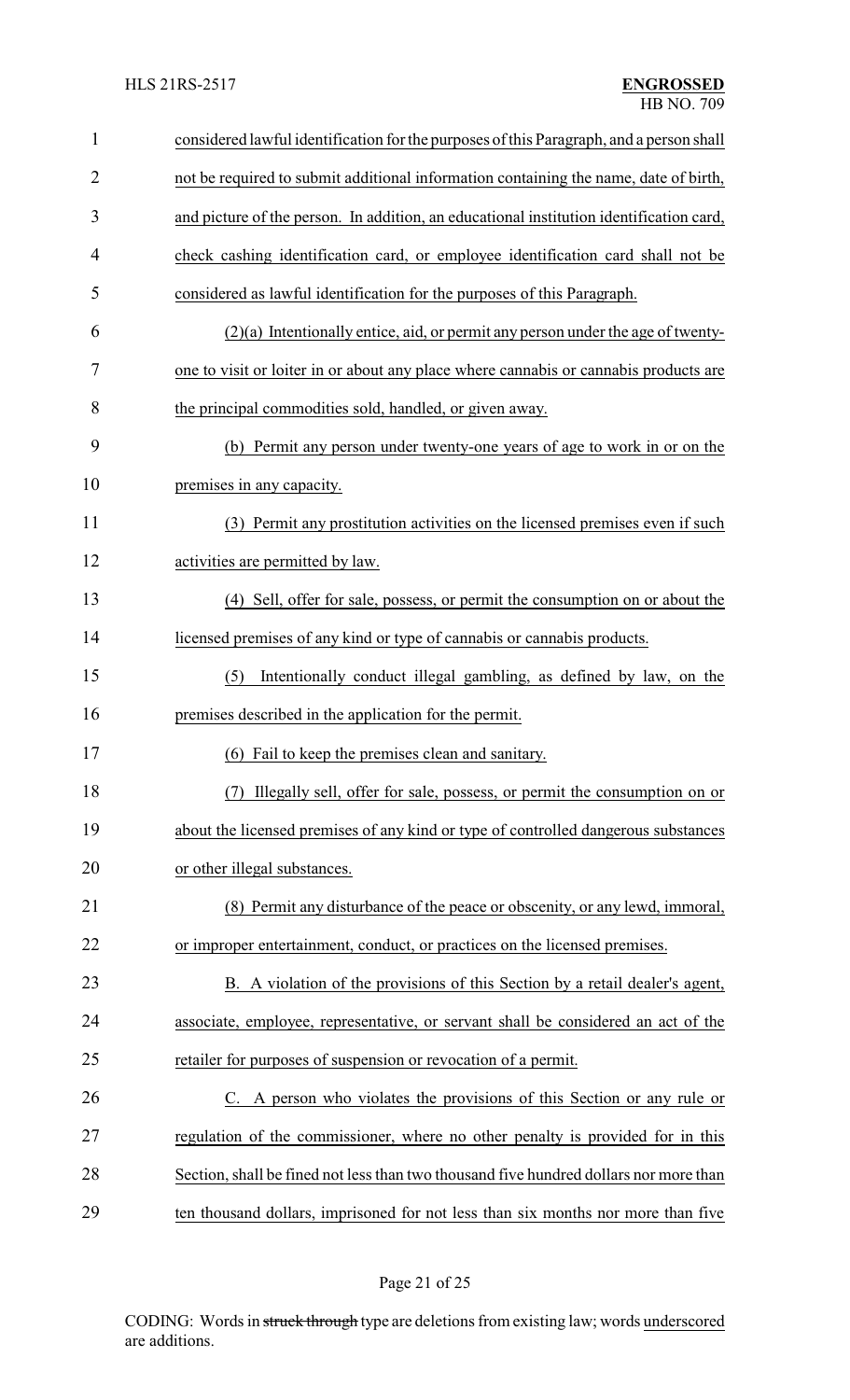considered lawful identification for the purposes of this Paragraph, and a person shall not be required to submit additional information containing the name, date of birth, and picture of the person. In addition, an educational institution identification card, check cashing identification card, or employee identification card shall not be considered as lawful identification for the purposes of this Paragraph.

(2)(a) Intentionally entice, aid, or permit any person under the age of twenty-one to visit or loiter in or about any place where cannabis or cannabis products are the principal commodities sold, handled, or given away.

(b) Permit any person under twenty-one years of age to work in or on the premises in any capacity.

(3) Permit any prostitution activities on the licensed premises even if such activities are permitted by law.

(4) Sell, offer for sale, possess, or permit the consumption on or about the licensed premises of any kind or type of cannabis or cannabis products.

(5) Intentionally conduct illegal gambling, as defined by law, on the premises described in the application for the permit.

(6) Fail to keep the premises clean and sanitary.

(7) Illegally sell, offer for sale, possess, or permit the consumption on or about the licensed premises of any kind or type of controlled dangerous substances or other illegal substances.

(8) Permit any disturbance of the peace or obscenity, or any lewd, immoral, or improper entertainment, conduct, or practices on the licensed premises.

B. A violation of the provisions of this Section by a retail dealer's agent, associate, employee, representative, or servant shall be considered an act of the retailer for purposes of suspension or revocation of a permit.

C. A person who violates the provisions of this Section or any rule or regulation of the commissioner, where no other penalty is provided for in this Section, shall be fined not less than two thousand five hundred dollars nor more than ten thousand dollars, imprisoned for not less than six months nor more than five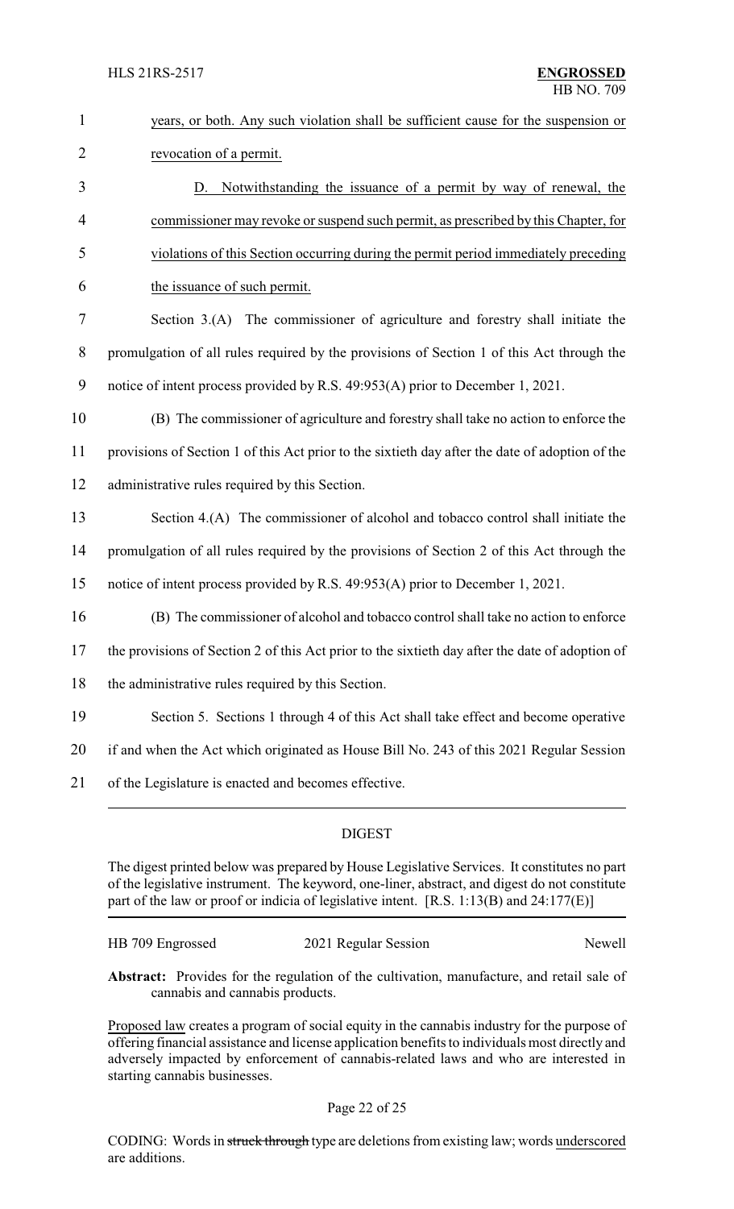years, or both. Any such violation shall be sufficient cause for the suspension or revocation of a permit.

D. Notwithstanding the issuance of a permit by way of renewal, the commissioner may revoke or suspend such permit, as prescribed by this Chapter, for violations of this Section occurring during the permit period immediately preceding the issuance of such permit.

Section 3.(A) The commissioner of agriculture and forestry shall initiate the promulgation of all rules required by the provisions of Section 1 of this Act through the notice of intent process provided by R.S. 49:953(A) prior to December 1, 2021.

(B) The commissioner of agriculture and forestry shall take no action to enforce the provisions of Section 1 of this Act prior to the sixtieth day after the date of adoption of the administrative rules required by this Section.

Section 4.(A) The commissioner of alcohol and tobacco control shall initiate the promulgation of all rules required by the provisions of Section 2 of this Act through the notice of intent process provided by R.S. 49:953(A) prior to December 1, 2021.

(B) The commissioner of alcohol and tobacco control shall take no action to enforce the provisions of Section 2 of this Act prior to the sixtieth day after the date of adoption of the administrative rules required by this Section.

Section 5. Sections 1 through 4 of this Act shall take effect and become operative if and when the Act which originated as House Bill No. 243 of this 2021 Regular Session of the Legislature is enacted and becomes effective.

## DIGEST

The digest printed below was prepared by House Legislative Services. It constitutes no part of the legislative instrument. The keyword, one-liner, abstract, and digest do not constitute part of the law or proof or indicia of legislative intent. [R.S. 1:13(B) and 24:177(E)]

HB 709 Engrossed — 2021 Regular Session — Newell

**Abstract:** Provides for the regulation of the cultivation, manufacture, and retail sale of cannabis and cannabis products.

Proposed law creates a program of social equity in the cannabis industry for the purpose of offering financial assistance and license application benefits to individuals most directly and adversely impacted by enforcement of cannabis-related laws and who are interested in starting cannabis businesses.

CODING: Words in ~~struck through~~ type are deletions from existing law; words underscored are additions.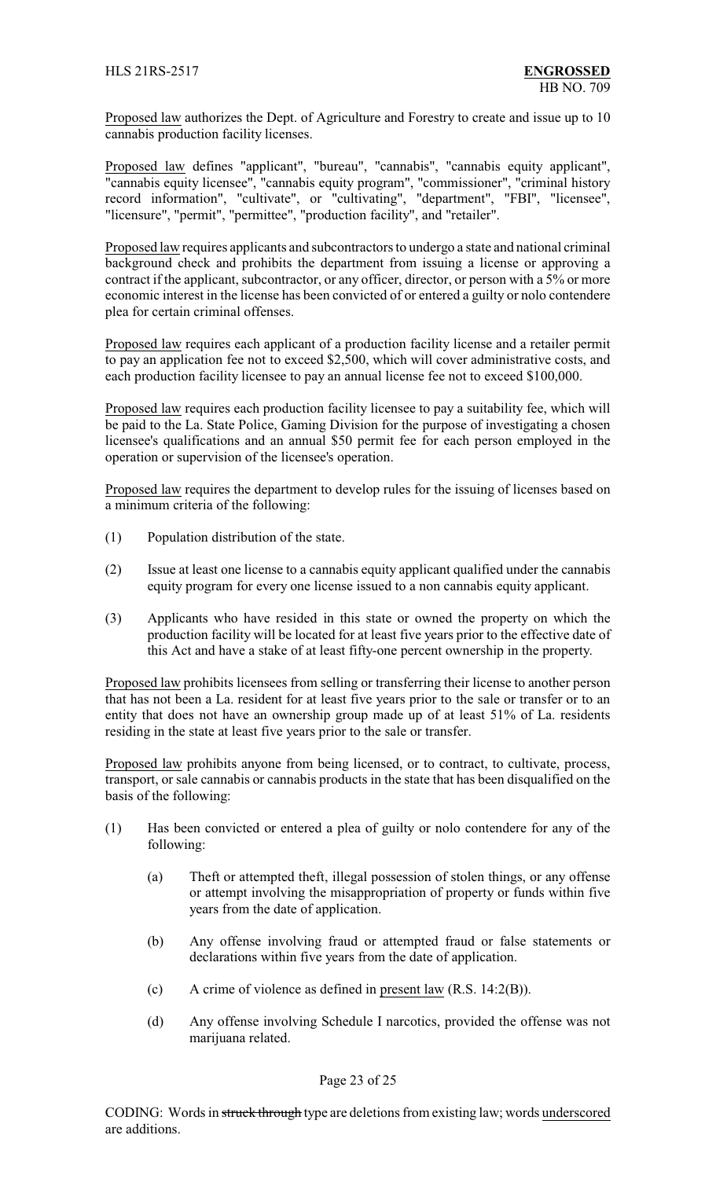Proposed law authorizes the Dept. of Agriculture and Forestry to create and issue up to 10 cannabis production facility licenses.

Proposed law defines "applicant", "bureau", "cannabis", "cannabis equity applicant", "cannabis equity licensee", "cannabis equity program", "commissioner", "criminal history record information", "cultivate", or "cultivating", "department", "FBI", "licensee", "licensure", "permit", "permittee", "production facility", and "retailer".

Proposed law requires applicants and subcontractors to undergo a state and national criminal background check and prohibits the department from issuing a license or approving a contract if the applicant, subcontractor, or any officer, director, or person with a 5% or more economic interest in the license has been convicted of or entered a guilty or nolo contendere plea for certain criminal offenses.

Proposed law requires each applicant of a production facility license and a retailer permit to pay an application fee not to exceed $2,500, which will cover administrative costs, and each production facility licensee to pay an annual license fee not to exceed $100,000.

Proposed law requires each production facility licensee to pay a suitability fee, which will be paid to the La. State Police, Gaming Division for the purpose of investigating a chosen licensee's qualifications and an annual $50 permit fee for each person employed in the operation or supervision of the licensee's operation.

Proposed law requires the department to develop rules for the issuing of licenses based on a minimum criteria of the following:

(1) Population distribution of the state.

(2) Issue at least one license to a cannabis equity applicant qualified under the cannabis equity program for every one license issued to a non cannabis equity applicant.

(3) Applicants who have resided in this state or owned the property on which the production facility will be located for at least five years prior to the effective date of this Act and have a stake of at least fifty-one percent ownership in the property.

Proposed law prohibits licensees from selling or transferring their license to another person that has not been a La. resident for at least five years prior to the sale or transfer or to an entity that does not have an ownership group made up of at least 51% of La. residents residing in the state at least five years prior to the sale or transfer.

Proposed law prohibits anyone from being licensed, or to contract, to cultivate, process, transport, or sale cannabis or cannabis products in the state that has been disqualified on the basis of the following:

(1) Has been convicted or entered a plea of guilty or nolo contendere for any of the following:

 (a) Theft or attempted theft, illegal possession of stolen things, or any offense or attempt involving the misappropriation of property or funds within five years from the date of application.

 (b) Any offense involving fraud or attempted fraud or false statements or declarations within five years from the date of application.

 (c) A crime of violence as defined in present law (R.S. 14:2(B)).

 (d) Any offense involving Schedule I narcotics, provided the offense was not marijuana related.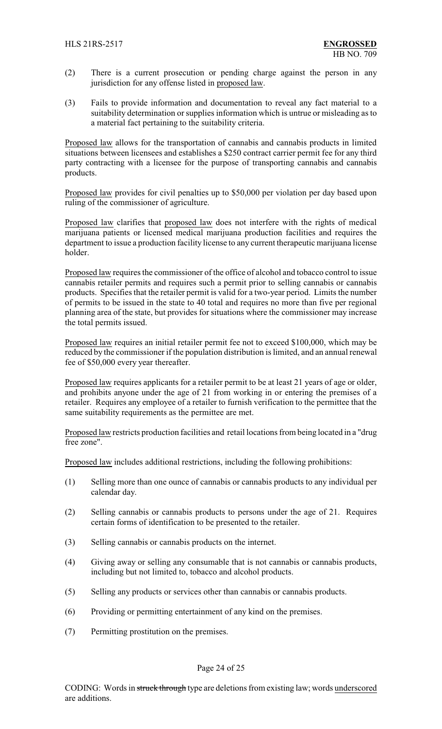(2) There is a current prosecution or pending charge against the person in any jurisdiction for any offense listed in proposed law.

(3) Fails to provide information and documentation to reveal any fact material to a suitability determination or supplies information which is untrue or misleading as to a material fact pertaining to the suitability criteria.

Proposed law allows for the transportation of cannabis and cannabis products in limited situations between licensees and establishes a $250 contract carrier permit fee for any third party contracting with a licensee for the purpose of transporting cannabis and cannabis products.

Proposed law provides for civil penalties up to $50,000 per violation per day based upon ruling of the commissioner of agriculture.

Proposed law clarifies that proposed law does not interfere with the rights of medical marijuana patients or licensed medical marijuana production facilities and requires the department to issue a production facility license to any current therapeutic marijuana license holder.

Proposed law requires the commissioner of the office of alcohol and tobacco control to issue cannabis retailer permits and requires such a permit prior to selling cannabis or cannabis products. Specifies that the retailer permit is valid for a two-year period. Limits the number of permits to be issued in the state to 40 total and requires no more than five per regional planning area of the state, but provides for situations where the commissioner may increase the total permits issued.

Proposed law requires an initial retailer permit fee not to exceed $100,000, which may be reduced by the commissioner if the population distribution is limited, and an annual renewal fee of $50,000 every year thereafter.

Proposed law requires applicants for a retailer permit to be at least 21 years of age or older, and prohibits anyone under the age of 21 from working in or entering the premises of a retailer. Requires any employee of a retailer to furnish verification to the permittee that the same suitability requirements as the permittee are met.

Proposed law restricts production facilities and retail locations from being located in a "drug free zone".

Proposed law includes additional restrictions, including the following prohibitions:

(1) Selling more than one ounce of cannabis or cannabis products to any individual per calendar day.

(2) Selling cannabis or cannabis products to persons under the age of 21. Requires certain forms of identification to be presented to the retailer.

(3) Selling cannabis or cannabis products on the internet.

(4) Giving away or selling any consumable that is not cannabis or cannabis products, including but not limited to, tobacco and alcohol products.

(5) Selling any products or services other than cannabis or cannabis products.

(6) Providing or permitting entertainment of any kind on the premises.

(7) Permitting prostitution on the premises.

CODING: Words in ~~struck through~~ type are deletions from existing law; words underscored are additions.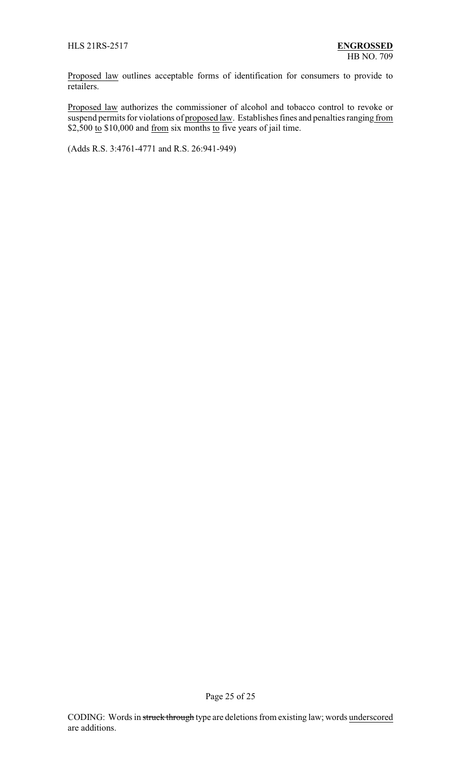Proposed law outlines acceptable forms of identification for consumers to provide to retailers.

Proposed law authorizes the commissioner of alcohol and tobacco control to revoke or suspend permits for violations of proposed law. Establishes fines and penalties ranging from $2,500 to $10,000 and from six months to five years of jail time.

(Adds R.S. 3:4761-4771 and R.S. 26:941-949)